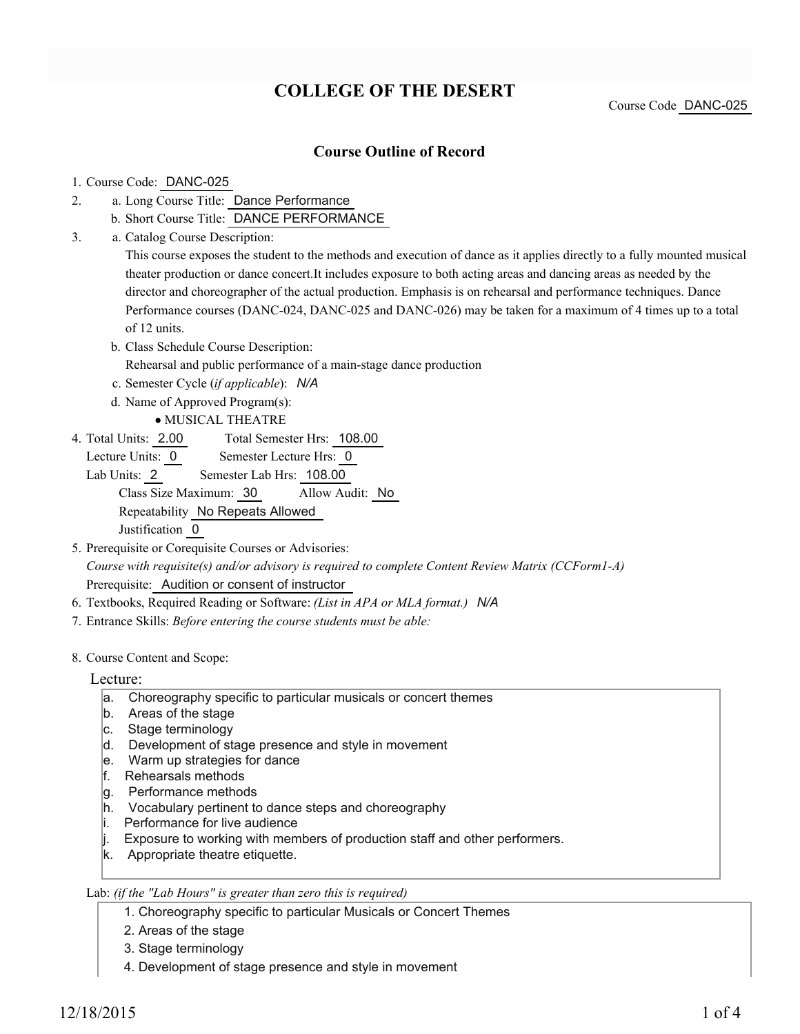# COLLEGE OF THE DESERT

Course Code DANC-025

## Course Outline of Record

1. Course Code: DANC-025
2. a. Long Course Title: Dance Performance
   b. Short Course Title: DANCE PERFORMANCE
3. a. Catalog Course Description:
   This course exposes the student to the methods and execution of dance as it applies directly to a fully mounted musical theater production or dance concert.It includes exposure to both acting areas and dancing areas as needed by the director and choreographer of the actual production. Emphasis is on rehearsal and performance techniques. Dance Performance courses (DANC-024, DANC-025 and DANC-026) may be taken for a maximum of 4 times up to a total of 12 units.
   b. Class Schedule Course Description:
   Rehearsal and public performance of a main-stage dance production
   c. Semester Cycle (*if applicable*): *N/A*
   d. Name of Approved Program(s):
   - MUSICAL THEATRE
4. Total Units: 2.00 Total Semester Hrs: 108.00
   Lecture Units: 0 Semester Lecture Hrs: 0
   Lab Units: 2 Semester Lab Hrs: 108.00
   Class Size Maximum: 30 Allow Audit: No
   Repeatability No Repeats Allowed
   Justification 0
5. Prerequisite or Corequisite Courses or Advisories:
   *Course with requisite(s) and/or advisory is required to complete Content Review Matrix (CCForm1-A)*
   Prerequisite: Audition or consent of instructor
6. Textbooks, Required Reading or Software: *(List in APA or MLA format.)* *N/A*
7. Entrance Skills: *Before entering the course students must be able:*
8. Course Content and Scope:

Lecture:

a. Choreography specific to particular musicals or concert themes
b. Areas of the stage
c. Stage terminology
d. Development of stage presence and style in movement
e. Warm up strategies for dance
f. Rehearsals methods
g. Performance methods
h. Vocabulary pertinent to dance steps and choreography
i. Performance for live audience
j. Exposure to working with members of production staff and other performers.
k. Appropriate theatre etiquette.

Lab: *(if the "Lab Hours" is greater than zero this is required)*

1. Choreography specific to particular Musicals or Concert Themes
2. Areas of the stage
3. Stage terminology
4. Development of stage presence and style in movement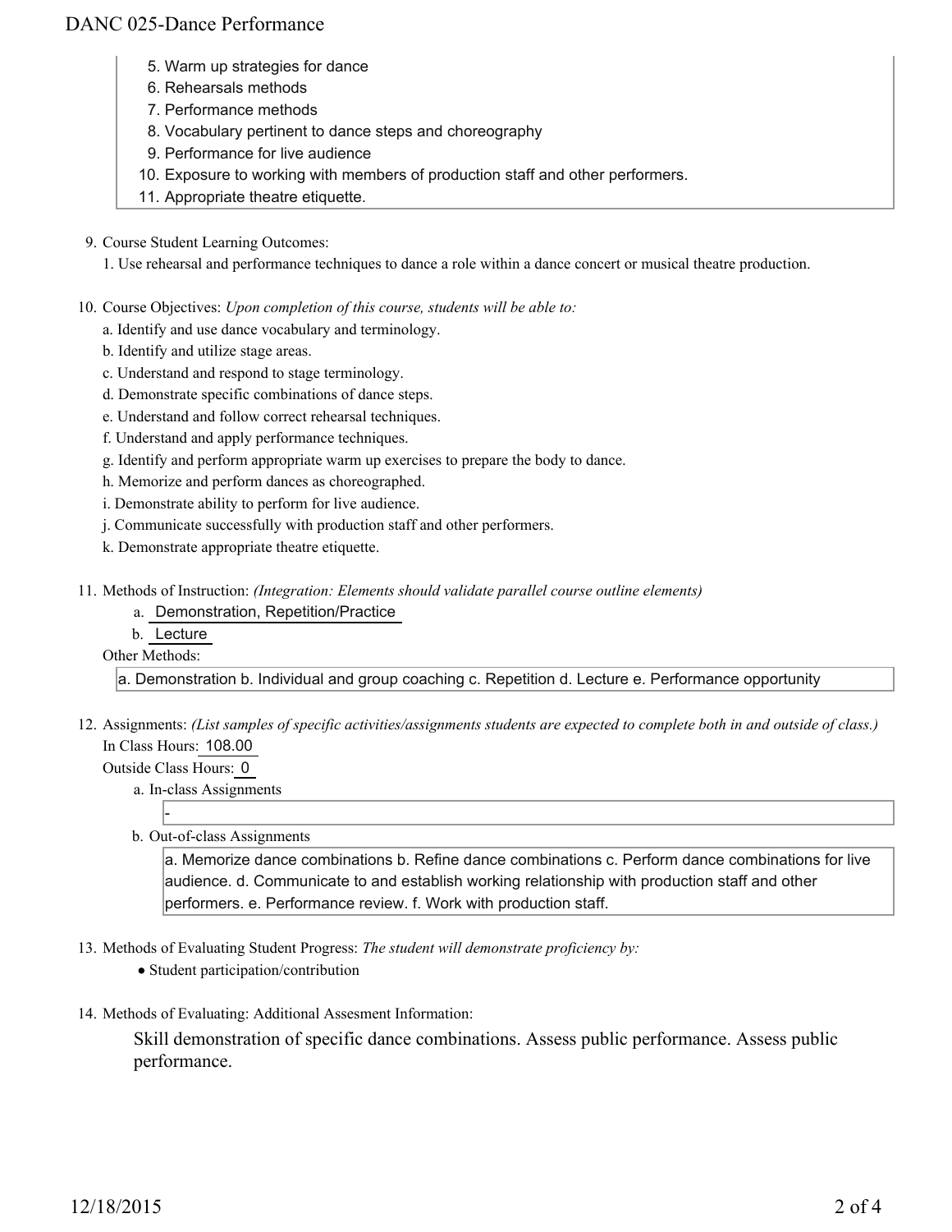5. Warm up strategies for dance
6. Rehearsals methods
7. Performance methods
8. Vocabulary pertinent to dance steps and choreography
9. Performance for live audience
10. Exposure to working with members of production staff and other performers.
11. Appropriate theatre etiquette.

9. Course Student Learning Outcomes:

   1. Use rehearsal and performance techniques to dance a role within a dance concert or musical theatre production.

10. Course Objectives: *Upon completion of this course, students will be able to:*

    a. Identify and use dance vocabulary and terminology.

    b. Identify and utilize stage areas.

    c. Understand and respond to stage terminology.

    d. Demonstrate specific combinations of dance steps.

    e. Understand and follow correct rehearsal techniques.

    f. Understand and apply performance techniques.

    g. Identify and perform appropriate warm up exercises to prepare the body to dance.

    h. Memorize and perform dances as choreographed.

    i. Demonstrate ability to perform for live audience.

    j. Communicate successfully with production staff and other performers.

    k. Demonstrate appropriate theatre etiquette.

11. Methods of Instruction: *(Integration: Elements should validate parallel course outline elements)*

    a. Demonstration, Repetition/Practice

    b. Lecture

    Other Methods:

    a. Demonstration b. Individual and group coaching c. Repetition d. Lecture e. Performance opportunity

12. Assignments: *(List samples of specific activities/assignments students are expected to complete both in and outside of class.)*

    In Class Hours: 108.00

    Outside Class Hours: 0

    a. In-class Assignments

    -

    b. Out-of-class Assignments

    a. Memorize dance combinations b. Refine dance combinations c. Perform dance combinations for live audience. d. Communicate to and establish working relationship with production staff and other performers. e. Performance review. f. Work with production staff.

13. Methods of Evaluating Student Progress: *The student will demonstrate proficiency by:*

    - Student participation/contribution

14. Methods of Evaluating: Additional Assesment Information:

    Skill demonstration of specific dance combinations. Assess public performance. Assess public performance.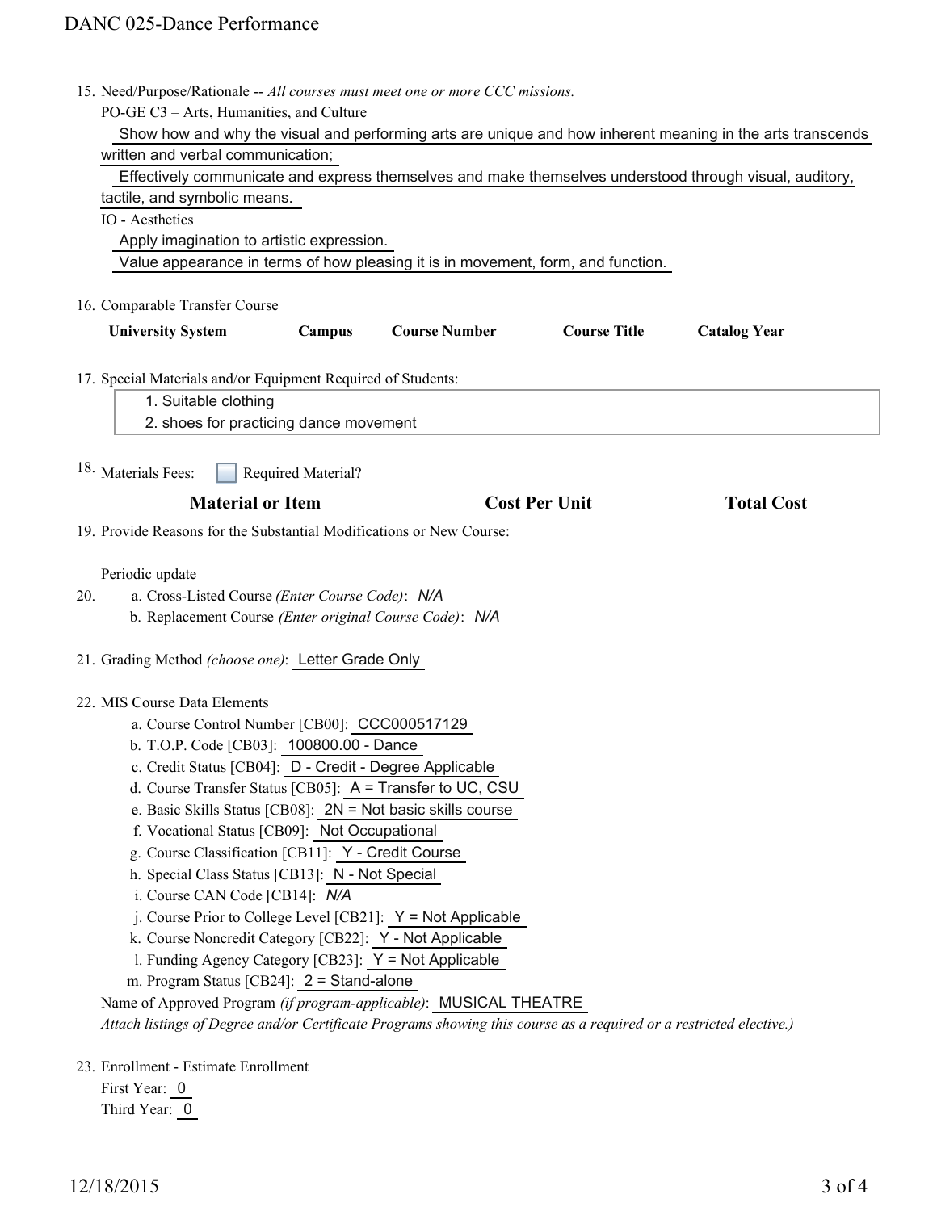15. Need/Purpose/Rationale -- *All courses must meet one or more CCC missions.*

    PO-GE C3 – Arts, Humanities, and Culture

    Show how and why the visual and performing arts are unique and how inherent meaning in the arts transcends written and verbal communication;

    Effectively communicate and express themselves and make themselves understood through visual, auditory, tactile, and symbolic means.

    IO - Aesthetics

    Apply imagination to artistic expression.

    Value appearance in terms of how pleasing it is in movement, form, and function.

16. Comparable Transfer Course

| University System | Campus | Course Number | Course Title | Catalog Year |
| --- | --- | --- | --- | --- |

17. Special Materials and/or Equipment Required of Students:

    1. Suitable clothing
    2. shoes for practicing dance movement

18. Materials Fees: ☐ Required Material?

| Material or Item | Cost Per Unit | Total Cost |
| --- | --- | --- |

19. Provide Reasons for the Substantial Modifications or New Course:

    Periodic update

20. a. Cross-Listed Course *(Enter Course Code)*: *N/A*

    b. Replacement Course *(Enter original Course Code)*: *N/A*

21. Grading Method *(choose one)*: Letter Grade Only

22. MIS Course Data Elements

    a. Course Control Number [CB00]: CCC000517129
    b. T.O.P. Code [CB03]: 100800.00 - Dance
    c. Credit Status [CB04]: D - Credit - Degree Applicable
    d. Course Transfer Status [CB05]: A = Transfer to UC, CSU
    e. Basic Skills Status [CB08]: 2N = Not basic skills course
    f. Vocational Status [CB09]: Not Occupational
    g. Course Classification [CB11]: Y - Credit Course
    h. Special Class Status [CB13]: N - Not Special
    i. Course CAN Code [CB14]: *N/A*
    j. Course Prior to College Level [CB21]: Y = Not Applicable
    k. Course Noncredit Category [CB22]: Y - Not Applicable
    l. Funding Agency Category [CB23]: Y = Not Applicable
    m. Program Status [CB24]: 2 = Stand-alone

    Name of Approved Program *(if program-applicable)*: MUSICAL THEATRE

    *Attach listings of Degree and/or Certificate Programs showing this course as a required or a restricted elective.)*

23. Enrollment - Estimate Enrollment

    First Year: 0

    Third Year: 0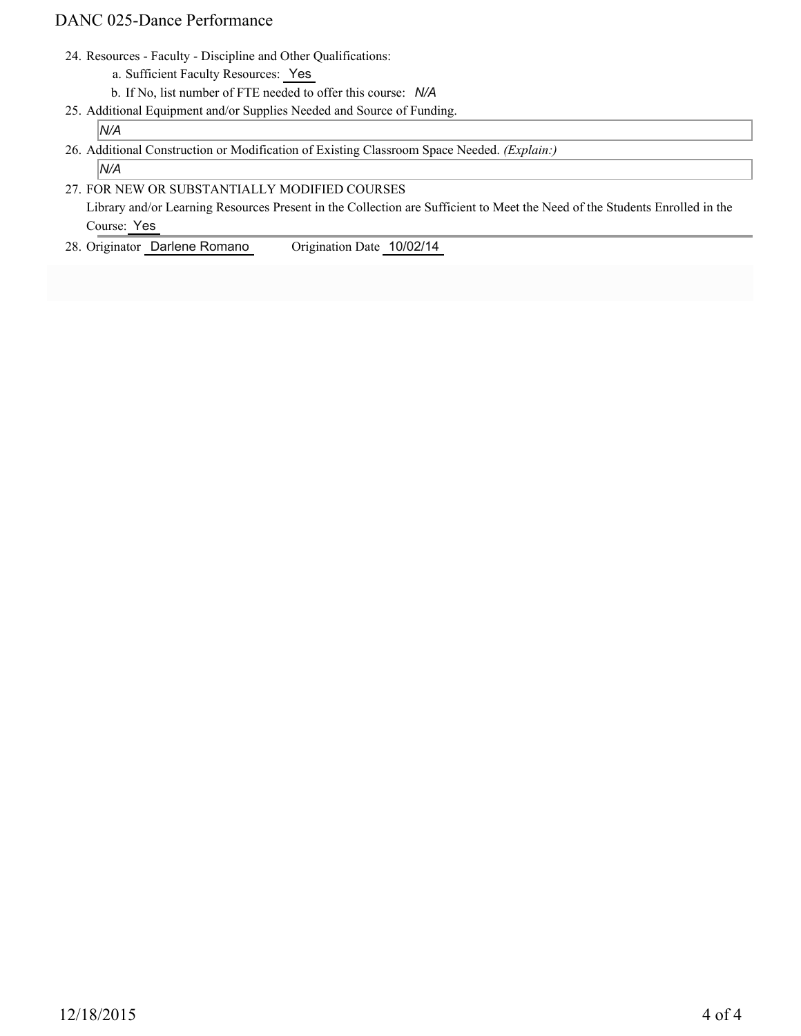24. Resources - Faculty - Discipline and Other Qualifications:
    a. Sufficient Faculty Resources: Yes
    b. If No, list number of FTE needed to offer this course: *N/A*
25. Additional Equipment and/or Supplies Needed and Source of Funding.
    *N/A*
26. Additional Construction or Modification of Existing Classroom Space Needed. *(Explain:)*
    *N/A*
27. FOR NEW OR SUBSTANTIALLY MODIFIED COURSES
    Library and/or Learning Resources Present in the Collection are Sufficient to Meet the Need of the Students Enrolled in the Course: Yes
28. Originator Darlene Romano Origination Date 10/02/14